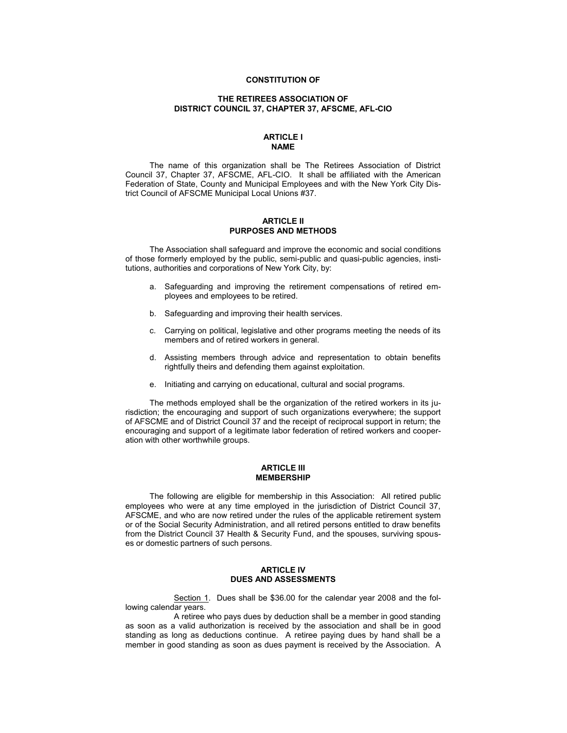# CONSTITUTION OF

## THE RETIREES ASSOCIATION OF DISTRICT COUNCIL 37, CHAPTER 37, AFSCME, AFL-CIO

## ARTICLE I
## NAME

The name of this organization shall be The Retirees Association of District Council 37, Chapter 37, AFSCME, AFL-CIO. It shall be affiliated with the American Federation of State, County and Municipal Employees and with the New York City District Council of AFSCME Municipal Local Unions #37.

## ARTICLE II
## PURPOSES AND METHODS

The Association shall safeguard and improve the economic and social conditions of those formerly employed by the public, semi-public and quasi-public agencies, institutions, authorities and corporations of New York City, by:

a. Safeguarding and improving the retirement compensations of retired employees and employees to be retired.

b. Safeguarding and improving their health services.

c. Carrying on political, legislative and other programs meeting the needs of its members and of retired workers in general.

d. Assisting members through advice and representation to obtain benefits rightfully theirs and defending them against exploitation.

e. Initiating and carrying on educational, cultural and social programs.

The methods employed shall be the organization of the retired workers in its jurisdiction; the encouraging and support of such organizations everywhere; the support of AFSCME and of District Council 37 and the receipt of reciprocal support in return; the encouraging and support of a legitimate labor federation of retired workers and cooperation with other worthwhile groups.

## ARTICLE III
## MEMBERSHIP

The following are eligible for membership in this Association: All retired public employees who were at any time employed in the jurisdiction of District Council 37, AFSCME, and who are now retired under the rules of the applicable retirement system or of the Social Security Administration, and all retired persons entitled to draw benefits from the District Council 37 Health & Security Fund, and the spouses, surviving spouses or domestic partners of such persons.

## ARTICLE IV
## DUES AND ASSESSMENTS

Section 1. Dues shall be $36.00 for the calendar year 2008 and the following calendar years.

A retiree who pays dues by deduction shall be a member in good standing as soon as a valid authorization is received by the association and shall be in good standing as long as deductions continue. A retiree paying dues by hand shall be a member in good standing as soon as dues payment is received by the Association. A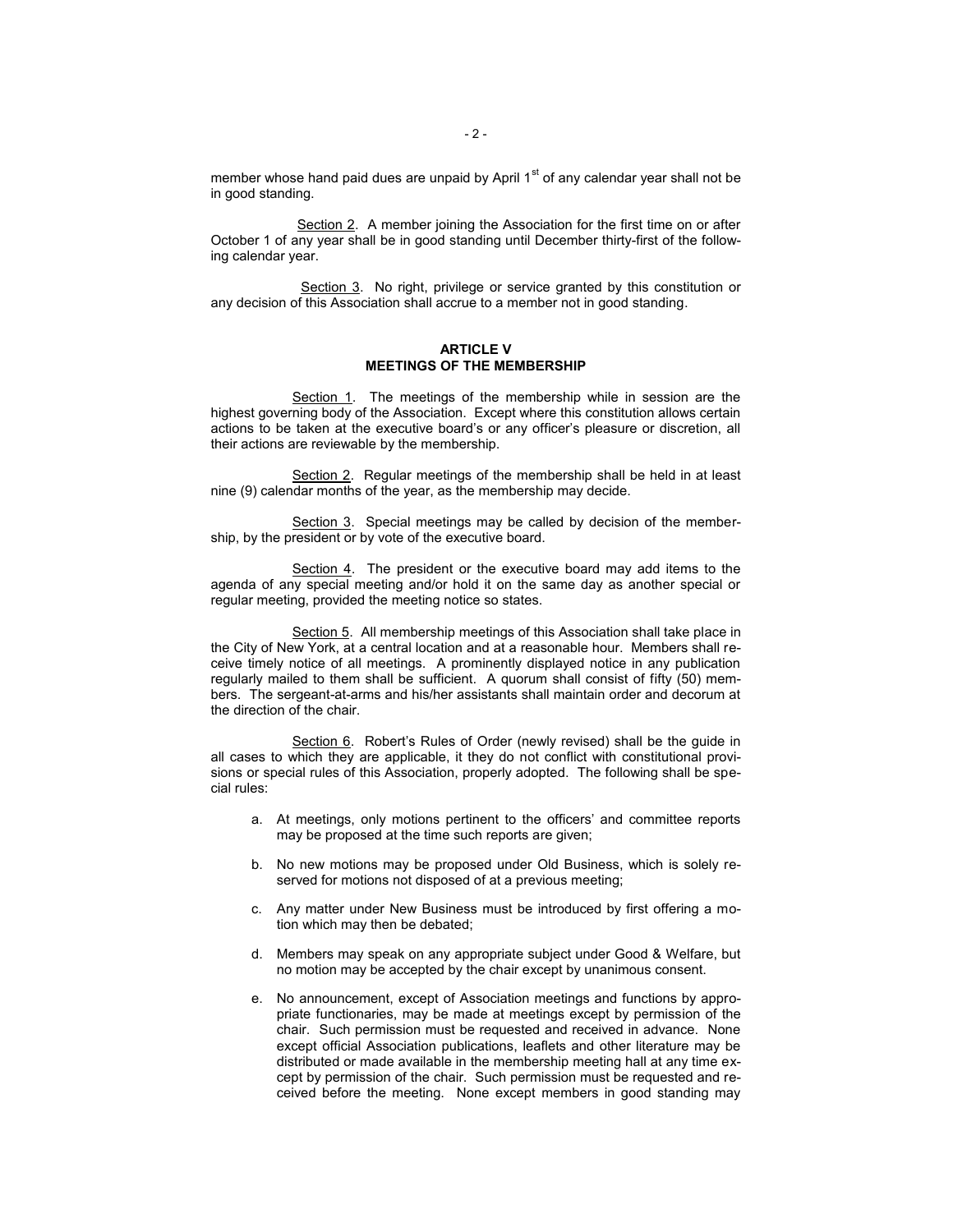member whose hand paid dues are unpaid by April 1st of any calendar year shall not be in good standing.

Section 2. A member joining the Association for the first time on or after October 1 of any year shall be in good standing until December thirty-first of the following calendar year.

Section 3. No right, privilege or service granted by this constitution or any decision of this Association shall accrue to a member not in good standing.

## ARTICLE V
## MEETINGS OF THE MEMBERSHIP

Section 1. The meetings of the membership while in session are the highest governing body of the Association. Except where this constitution allows certain actions to be taken at the executive board's or any officer's pleasure or discretion, all their actions are reviewable by the membership.

Section 2. Regular meetings of the membership shall be held in at least nine (9) calendar months of the year, as the membership may decide.

Section 3. Special meetings may be called by decision of the membership, by the president or by vote of the executive board.

Section 4. The president or the executive board may add items to the agenda of any special meeting and/or hold it on the same day as another special or regular meeting, provided the meeting notice so states.

Section 5. All membership meetings of this Association shall take place in the City of New York, at a central location and at a reasonable hour. Members shall receive timely notice of all meetings. A prominently displayed notice in any publication regularly mailed to them shall be sufficient. A quorum shall consist of fifty (50) members. The sergeant-at-arms and his/her assistants shall maintain order and decorum at the direction of the chair.

Section 6. Robert's Rules of Order (newly revised) shall be the guide in all cases to which they are applicable, it they do not conflict with constitutional provisions or special rules of this Association, properly adopted. The following shall be special rules:

a. At meetings, only motions pertinent to the officers' and committee reports may be proposed at the time such reports are given;

b. No new motions may be proposed under Old Business, which is solely reserved for motions not disposed of at a previous meeting;

c. Any matter under New Business must be introduced by first offering a motion which may then be debated;

d. Members may speak on any appropriate subject under Good & Welfare, but no motion may be accepted by the chair except by unanimous consent.

e. No announcement, except of Association meetings and functions by appropriate functionaries, may be made at meetings except by permission of the chair. Such permission must be requested and received in advance. None except official Association publications, leaflets and other literature may be distributed or made available in the membership meeting hall at any time except by permission of the chair. Such permission must be requested and received before the meeting. None except members in good standing may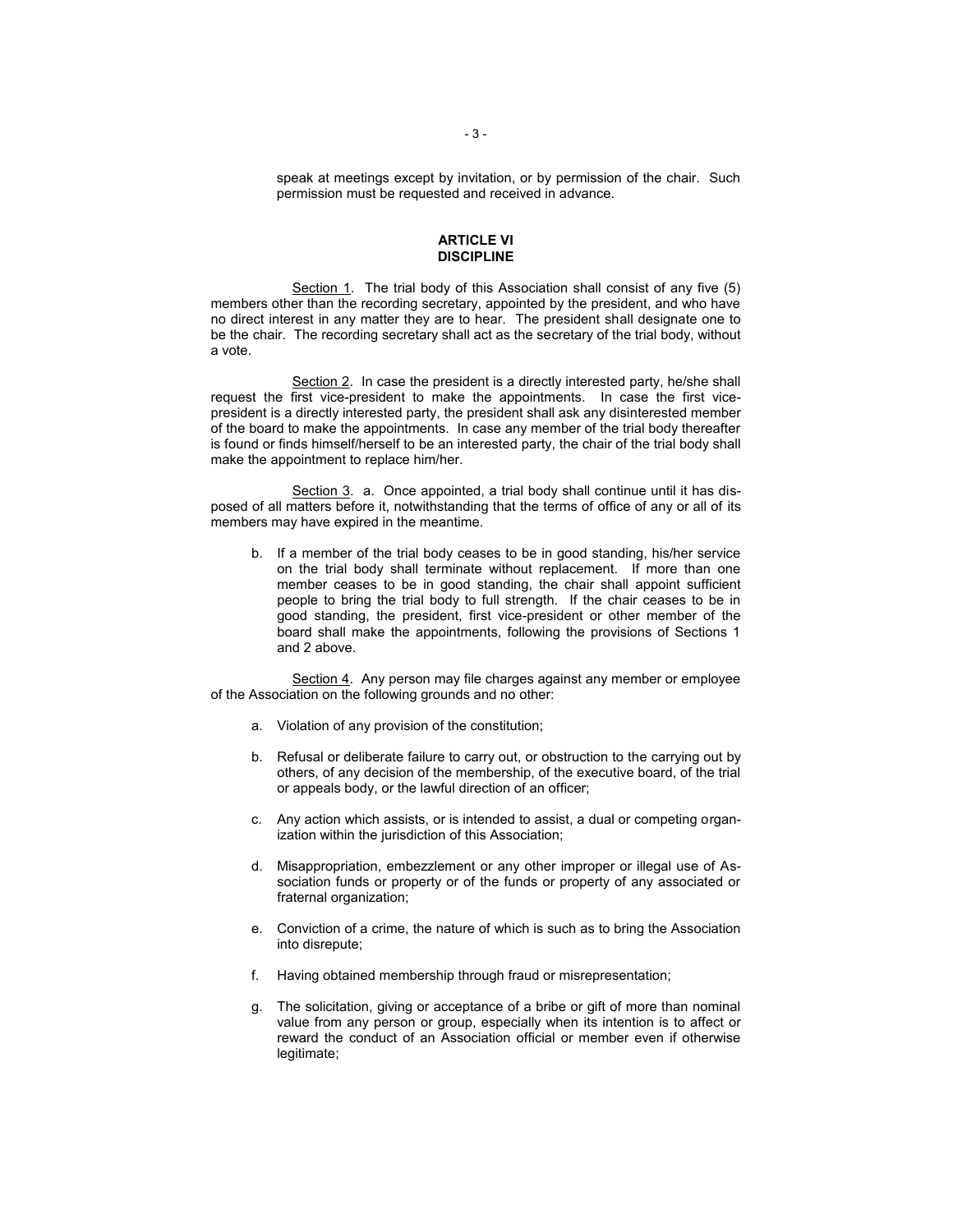speak at meetings except by invitation, or by permission of the chair. Such permission must be requested and received in advance.

## ARTICLE VI
## DISCIPLINE

Section 1. The trial body of this Association shall consist of any five (5) members other than the recording secretary, appointed by the president, and who have no direct interest in any matter they are to hear. The president shall designate one to be the chair. The recording secretary shall act as the secretary of the trial body, without a vote.

Section 2. In case the president is a directly interested party, he/she shall request the first vice-president to make the appointments. In case the first vice-president is a directly interested party, the president shall ask any disinterested member of the board to make the appointments. In case any member of the trial body thereafter is found or finds himself/herself to be an interested party, the chair of the trial body shall make the appointment to replace him/her.

Section 3. a. Once appointed, a trial body shall continue until it has disposed of all matters before it, notwithstanding that the terms of office of any or all of its members may have expired in the meantime.

b. If a member of the trial body ceases to be in good standing, his/her service on the trial body shall terminate without replacement. If more than one member ceases to be in good standing, the chair shall appoint sufficient people to bring the trial body to full strength. If the chair ceases to be in good standing, the president, first vice-president or other member of the board shall make the appointments, following the provisions of Sections 1 and 2 above.

Section 4. Any person may file charges against any member or employee of the Association on the following grounds and no other:

a. Violation of any provision of the constitution;

b. Refusal or deliberate failure to carry out, or obstruction to the carrying out by others, of any decision of the membership, of the executive board, of the trial or appeals body, or the lawful direction of an officer;

c. Any action which assists, or is intended to assist, a dual or competing organization within the jurisdiction of this Association;

d. Misappropriation, embezzlement or any other improper or illegal use of Association funds or property or of the funds or property of any associated or fraternal organization;

e. Conviction of a crime, the nature of which is such as to bring the Association into disrepute;

f. Having obtained membership through fraud or misrepresentation;

g. The solicitation, giving or acceptance of a bribe or gift of more than nominal value from any person or group, especially when its intention is to affect or reward the conduct of an Association official or member even if otherwise legitimate;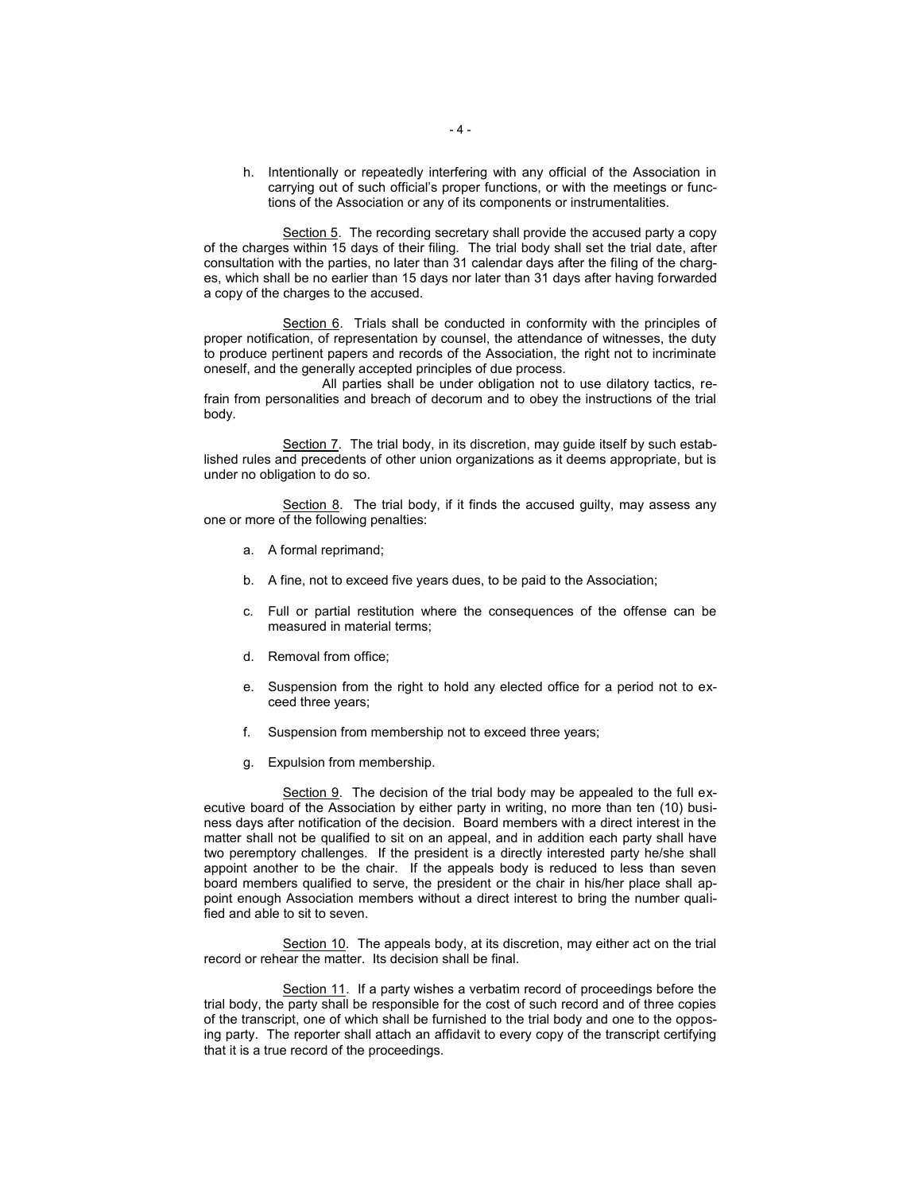h. Intentionally or repeatedly interfering with any official of the Association in carrying out of such official's proper functions, or with the meetings or functions of the Association or any of its components or instrumentalities.

Section 5. The recording secretary shall provide the accused party a copy of the charges within 15 days of their filing. The trial body shall set the trial date, after consultation with the parties, no later than 31 calendar days after the filing of the charges, which shall be no earlier than 15 days nor later than 31 days after having forwarded a copy of the charges to the accused.

Section 6. Trials shall be conducted in conformity with the principles of proper notification, of representation by counsel, the attendance of witnesses, the duty to produce pertinent papers and records of the Association, the right not to incriminate oneself, and the generally accepted principles of due process.

All parties shall be under obligation not to use dilatory tactics, refrain from personalities and breach of decorum and to obey the instructions of the trial body.

Section 7. The trial body, in its discretion, may guide itself by such established rules and precedents of other union organizations as it deems appropriate, but is under no obligation to do so.

Section 8. The trial body, if it finds the accused guilty, may assess any one or more of the following penalties:

a. A formal reprimand;

b. A fine, not to exceed five years dues, to be paid to the Association;

c. Full or partial restitution where the consequences of the offense can be measured in material terms;

d. Removal from office;

e. Suspension from the right to hold any elected office for a period not to exceed three years;

f. Suspension from membership not to exceed three years;

g. Expulsion from membership.

Section 9. The decision of the trial body may be appealed to the full executive board of the Association by either party in writing, no more than ten (10) business days after notification of the decision. Board members with a direct interest in the matter shall not be qualified to sit on an appeal, and in addition each party shall have two peremptory challenges. If the president is a directly interested party he/she shall appoint another to be the chair. If the appeals body is reduced to less than seven board members qualified to serve, the president or the chair in his/her place shall appoint enough Association members without a direct interest to bring the number qualified and able to sit to seven.

Section 10. The appeals body, at its discretion, may either act on the trial record or rehear the matter. Its decision shall be final.

Section 11. If a party wishes a verbatim record of proceedings before the trial body, the party shall be responsible for the cost of such record and of three copies of the transcript, one of which shall be furnished to the trial body and one to the opposing party. The reporter shall attach an affidavit to every copy of the transcript certifying that it is a true record of the proceedings.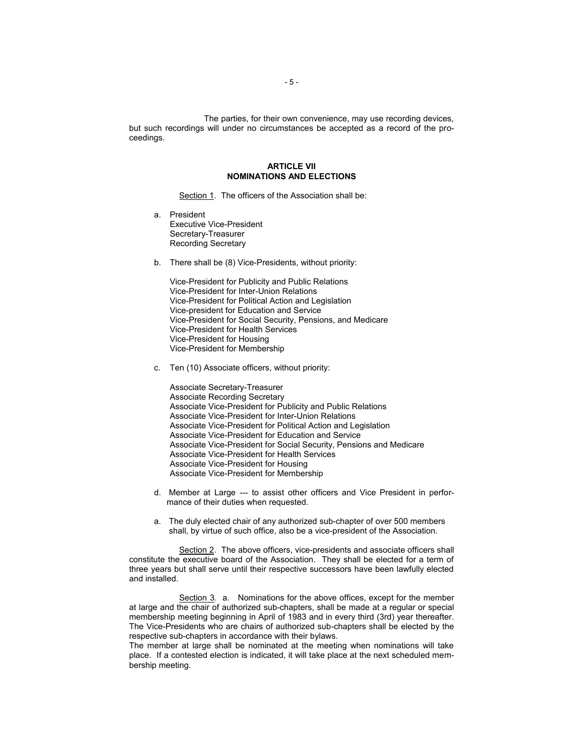The parties, for their own convenience, may use recording devices, but such recordings will under no circumstances be accepted as a record of the proceedings.

## ARTICLE VII
## NOMINATIONS AND ELECTIONS

Section 1. The officers of the Association shall be:

a. President
   Executive Vice-President
   Secretary-Treasurer
   Recording Secretary

b. There shall be (8) Vice-Presidents, without priority:

   Vice-President for Publicity and Public Relations
   Vice-President for Inter-Union Relations
   Vice-President for Political Action and Legislation
   Vice-president for Education and Service
   Vice-President for Social Security, Pensions, and Medicare
   Vice-President for Health Services
   Vice-President for Housing
   Vice-President for Membership

c. Ten (10) Associate officers, without priority:

   Associate Secretary-Treasurer
   Associate Recording Secretary
   Associate Vice-President for Publicity and Public Relations
   Associate Vice-President for Inter-Union Relations
   Associate Vice-President for Political Action and Legislation
   Associate Vice-President for Education and Service
   Associate Vice-President for Social Security, Pensions and Medicare
   Associate Vice-President for Health Services
   Associate Vice-President for Housing
   Associate Vice-President for Membership

d. Member at Large --- to assist other officers and Vice President in performance of their duties when requested.

a. The duly elected chair of any authorized sub-chapter of over 500 members shall, by virtue of such office, also be a vice-president of the Association.

Section 2. The above officers, vice-presidents and associate officers shall constitute the executive board of the Association. They shall be elected for a term of three years but shall serve until their respective successors have been lawfully elected and installed.

Section 3. a. Nominations for the above offices, except for the member at large and the chair of authorized sub-chapters, shall be made at a regular or special membership meeting beginning in April of 1983 and in every third (3rd) year thereafter. The Vice-Presidents who are chairs of authorized sub-chapters shall be elected by the respective sub-chapters in accordance with their bylaws.
The member at large shall be nominated at the meeting when nominations will take place. If a contested election is indicated, it will take place at the next scheduled membership meeting.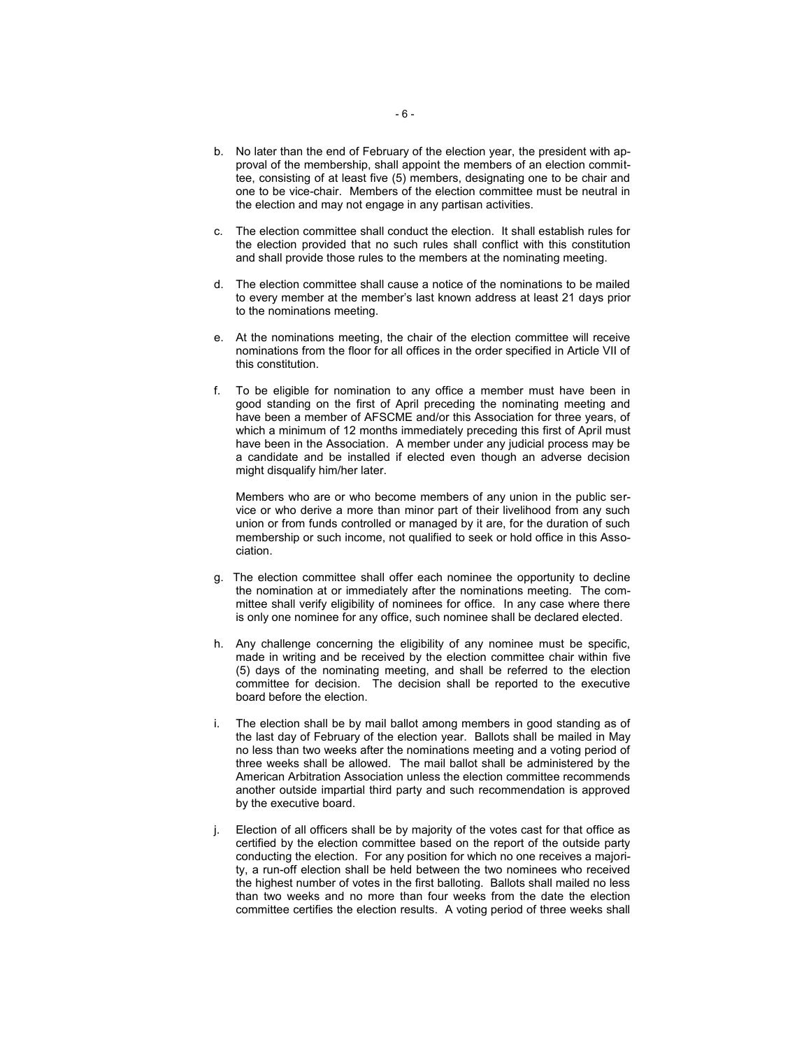b. No later than the end of February of the election year, the president with approval of the membership, shall appoint the members of an election committee, consisting of at least five (5) members, designating one to be chair and one to be vice-chair. Members of the election committee must be neutral in the election and may not engage in any partisan activities.

c. The election committee shall conduct the election. It shall establish rules for the election provided that no such rules shall conflict with this constitution and shall provide those rules to the members at the nominating meeting.

d. The election committee shall cause a notice of the nominations to be mailed to every member at the member's last known address at least 21 days prior to the nominations meeting.

e. At the nominations meeting, the chair of the election committee will receive nominations from the floor for all offices in the order specified in Article VII of this constitution.

f. To be eligible for nomination to any office a member must have been in good standing on the first of April preceding the nominating meeting and have been a member of AFSCME and/or this Association for three years, of which a minimum of 12 months immediately preceding this first of April must have been in the Association. A member under any judicial process may be a candidate and be installed if elected even though an adverse decision might disqualify him/her later.

   Members who are or who become members of any union in the public service or who derive a more than minor part of their livelihood from any such union or from funds controlled or managed by it are, for the duration of such membership or such income, not qualified to seek or hold office in this Association.

g. The election committee shall offer each nominee the opportunity to decline the nomination at or immediately after the nominations meeting. The committee shall verify eligibility of nominees for office. In any case where there is only one nominee for any office, such nominee shall be declared elected.

h. Any challenge concerning the eligibility of any nominee must be specific, made in writing and be received by the election committee chair within five (5) days of the nominating meeting, and shall be referred to the election committee for decision. The decision shall be reported to the executive board before the election.

i. The election shall be by mail ballot among members in good standing as of the last day of February of the election year. Ballots shall be mailed in May no less than two weeks after the nominations meeting and a voting period of three weeks shall be allowed. The mail ballot shall be administered by the American Arbitration Association unless the election committee recommends another outside impartial third party and such recommendation is approved by the executive board.

j. Election of all officers shall be by majority of the votes cast for that office as certified by the election committee based on the report of the outside party conducting the election. For any position for which no one receives a majority, a run-off election shall be held between the two nominees who received the highest number of votes in the first balloting. Ballots shall mailed no less than two weeks and no more than four weeks from the date the election committee certifies the election results. A voting period of three weeks shall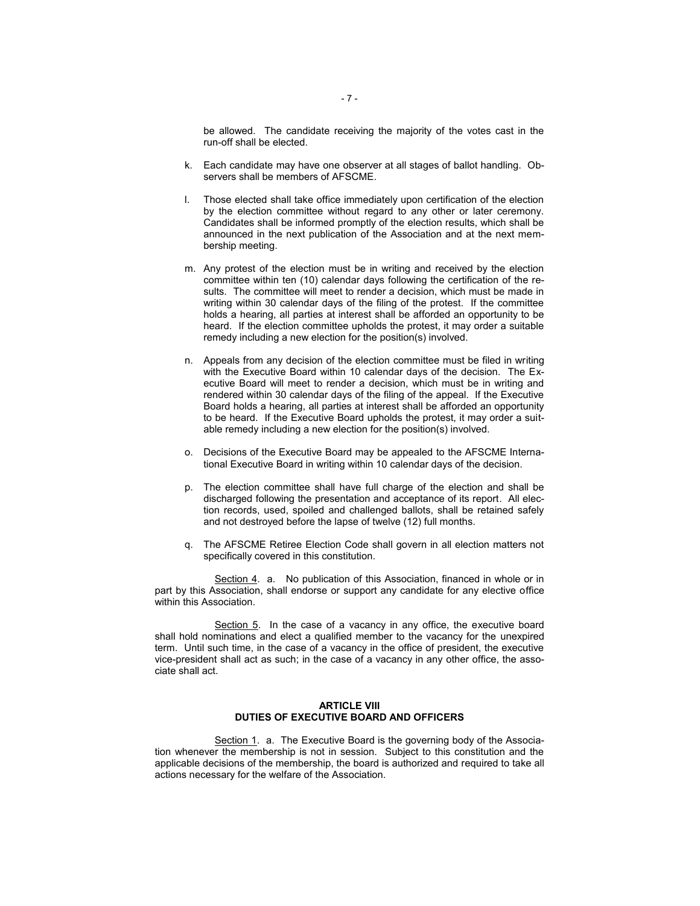be allowed. The candidate receiving the majority of the votes cast in the run-off shall be elected.

k. Each candidate may have one observer at all stages of ballot handling. Observers shall be members of AFSCME.

l. Those elected shall take office immediately upon certification of the election by the election committee without regard to any other or later ceremony. Candidates shall be informed promptly of the election results, which shall be announced in the next publication of the Association and at the next membership meeting.

m. Any protest of the election must be in writing and received by the election committee within ten (10) calendar days following the certification of the results. The committee will meet to render a decision, which must be made in writing within 30 calendar days of the filing of the protest. If the committee holds a hearing, all parties at interest shall be afforded an opportunity to be heard. If the election committee upholds the protest, it may order a suitable remedy including a new election for the position(s) involved.

n. Appeals from any decision of the election committee must be filed in writing with the Executive Board within 10 calendar days of the decision. The Executive Board will meet to render a decision, which must be in writing and rendered within 30 calendar days of the filing of the appeal. If the Executive Board holds a hearing, all parties at interest shall be afforded an opportunity to be heard. If the Executive Board upholds the protest, it may order a suitable remedy including a new election for the position(s) involved.

o. Decisions of the Executive Board may be appealed to the AFSCME International Executive Board in writing within 10 calendar days of the decision.

p. The election committee shall have full charge of the election and shall be discharged following the presentation and acceptance of its report. All election records, used, spoiled and challenged ballots, shall be retained safely and not destroyed before the lapse of twelve (12) full months.

q. The AFSCME Retiree Election Code shall govern in all election matters not specifically covered in this constitution.

Section 4. a. No publication of this Association, financed in whole or in part by this Association, shall endorse or support any candidate for any elective office within this Association.

Section 5. In the case of a vacancy in any office, the executive board shall hold nominations and elect a qualified member to the vacancy for the unexpired term. Until such time, in the case of a vacancy in the office of president, the executive vice-president shall act as such; in the case of a vacancy in any other office, the associate shall act.

## ARTICLE VIII
## DUTIES OF EXECUTIVE BOARD AND OFFICERS

Section 1. a. The Executive Board is the governing body of the Association whenever the membership is not in session. Subject to this constitution and the applicable decisions of the membership, the board is authorized and required to take all actions necessary for the welfare of the Association.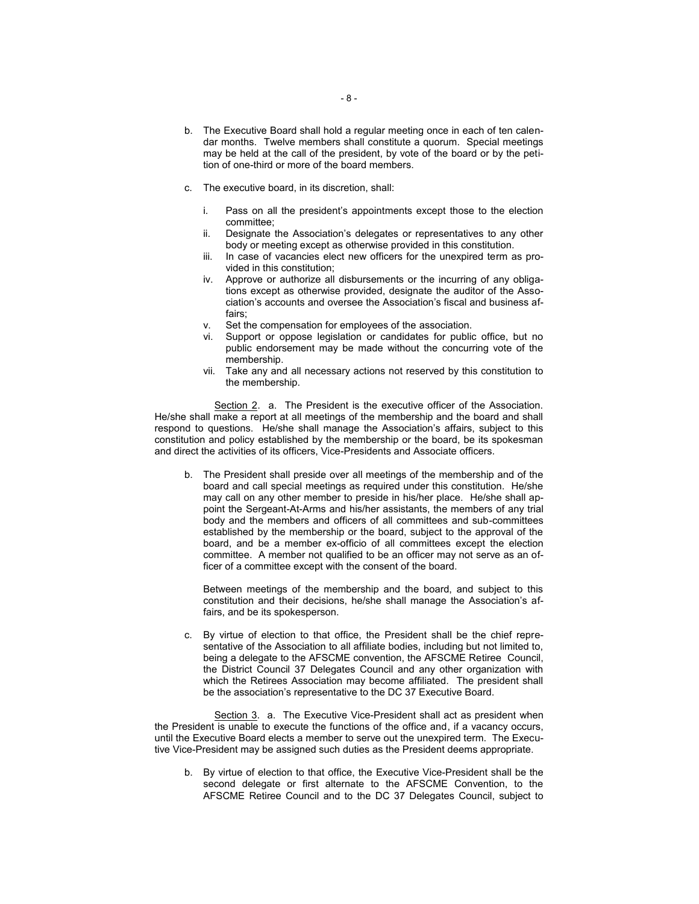b. The Executive Board shall hold a regular meeting once in each of ten calendar months. Twelve members shall constitute a quorum. Special meetings may be held at the call of the president, by vote of the board or by the petition of one-third or more of the board members.

c. The executive board, in its discretion, shall:

   i. Pass on all the president's appointments except those to the election committee;
   ii. Designate the Association's delegates or representatives to any other body or meeting except as otherwise provided in this constitution.
   iii. In case of vacancies elect new officers for the unexpired term as provided in this constitution;
   iv. Approve or authorize all disbursements or the incurring of any obligations except as otherwise provided, designate the auditor of the Association's accounts and oversee the Association's fiscal and business affairs;
   v. Set the compensation for employees of the association.
   vi. Support or oppose legislation or candidates for public office, but no public endorsement may be made without the concurring vote of the membership.
   vii. Take any and all necessary actions not reserved by this constitution to the membership.

Section 2. a. The President is the executive officer of the Association. He/she shall make a report at all meetings of the membership and the board and shall respond to questions. He/she shall manage the Association's affairs, subject to this constitution and policy established by the membership or the board, be its spokesman and direct the activities of its officers, Vice-Presidents and Associate officers.

b. The President shall preside over all meetings of the membership and of the board and call special meetings as required under this constitution. He/she may call on any other member to preside in his/her place. He/she shall appoint the Sergeant-At-Arms and his/her assistants, the members of any trial body and the members and officers of all committees and sub-committees established by the membership or the board, subject to the approval of the board, and be a member ex-officio of all committees except the election committee. A member not qualified to be an officer may not serve as an officer of a committee except with the consent of the board.

   Between meetings of the membership and the board, and subject to this constitution and their decisions, he/she shall manage the Association's affairs, and be its spokesperson.

c. By virtue of election to that office, the President shall be the chief representative of the Association to all affiliate bodies, including but not limited to, being a delegate to the AFSCME convention, the AFSCME Retiree Council, the District Council 37 Delegates Council and any other organization with which the Retirees Association may become affiliated. The president shall be the association's representative to the DC 37 Executive Board.

Section 3. a. The Executive Vice-President shall act as president when the President is unable to execute the functions of the office and, if a vacancy occurs, until the Executive Board elects a member to serve out the unexpired term. The Executive Vice-President may be assigned such duties as the President deems appropriate.

b. By virtue of election to that office, the Executive Vice-President shall be the second delegate or first alternate to the AFSCME Convention, to the AFSCME Retiree Council and to the DC 37 Delegates Council, subject to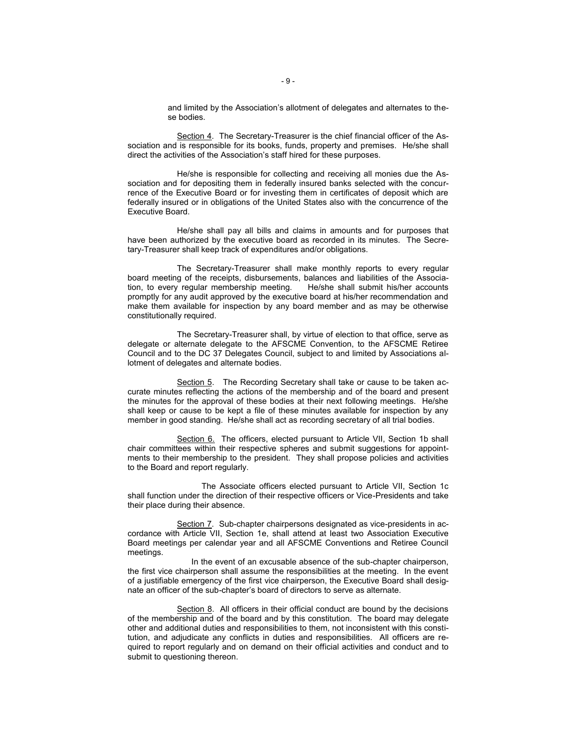and limited by the Association's allotment of delegates and alternates to these bodies.

Section 4. The Secretary-Treasurer is the chief financial officer of the Association and is responsible for its books, funds, property and premises. He/she shall direct the activities of the Association's staff hired for these purposes.

He/she is responsible for collecting and receiving all monies due the Association and for depositing them in federally insured banks selected with the concurrence of the Executive Board or for investing them in certificates of deposit which are federally insured or in obligations of the United States also with the concurrence of the Executive Board.

He/she shall pay all bills and claims in amounts and for purposes that have been authorized by the executive board as recorded in its minutes. The Secretary-Treasurer shall keep track of expenditures and/or obligations.

The Secretary-Treasurer shall make monthly reports to every regular board meeting of the receipts, disbursements, balances and liabilities of the Association, to every regular membership meeting. He/she shall submit his/her accounts promptly for any audit approved by the executive board at his/her recommendation and make them available for inspection by any board member and as may be otherwise constitutionally required.

The Secretary-Treasurer shall, by virtue of election to that office, serve as delegate or alternate delegate to the AFSCME Convention, to the AFSCME Retiree Council and to the DC 37 Delegates Council, subject to and limited by Associations allotment of delegates and alternate bodies.

Section 5. The Recording Secretary shall take or cause to be taken accurate minutes reflecting the actions of the membership and of the board and present the minutes for the approval of these bodies at their next following meetings. He/she shall keep or cause to be kept a file of these minutes available for inspection by any member in good standing. He/she shall act as recording secretary of all trial bodies.

Section 6. The officers, elected pursuant to Article VII, Section 1b shall chair committees within their respective spheres and submit suggestions for appointments to their membership to the president. They shall propose policies and activities to the Board and report regularly.

The Associate officers elected pursuant to Article VII, Section 1c shall function under the direction of their respective officers or Vice-Presidents and take their place during their absence.

Section 7. Sub-chapter chairpersons designated as vice-presidents in accordance with Article VII, Section 1e, shall attend at least two Association Executive Board meetings per calendar year and all AFSCME Conventions and Retiree Council meetings.

In the event of an excusable absence of the sub-chapter chairperson, the first vice chairperson shall assume the responsibilities at the meeting. In the event of a justifiable emergency of the first vice chairperson, the Executive Board shall designate an officer of the sub-chapter's board of directors to serve as alternate.

Section 8. All officers in their official conduct are bound by the decisions of the membership and of the board and by this constitution. The board may delegate other and additional duties and responsibilities to them, not inconsistent with this constitution, and adjudicate any conflicts in duties and responsibilities. All officers are required to report regularly and on demand on their official activities and conduct and to submit to questioning thereon.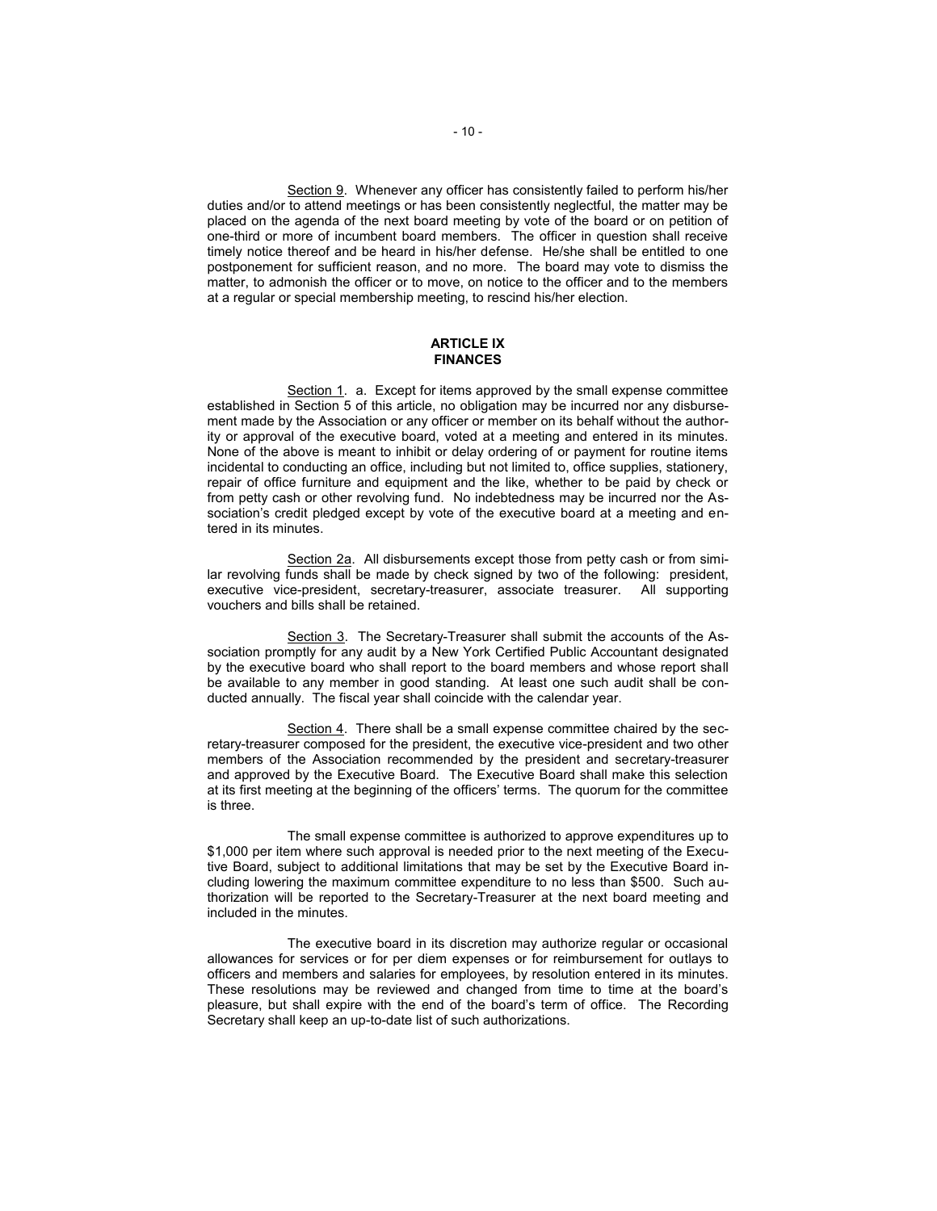Section 9. Whenever any officer has consistently failed to perform his/her duties and/or to attend meetings or has been consistently neglectful, the matter may be placed on the agenda of the next board meeting by vote of the board or on petition of one-third or more of incumbent board members. The officer in question shall receive timely notice thereof and be heard in his/her defense. He/she shall be entitled to one postponement for sufficient reason, and no more. The board may vote to dismiss the matter, to admonish the officer or to move, on notice to the officer and to the members at a regular or special membership meeting, to rescind his/her election.

## ARTICLE IX
## FINANCES

Section 1. a. Except for items approved by the small expense committee established in Section 5 of this article, no obligation may be incurred nor any disbursement made by the Association or any officer or member on its behalf without the authority or approval of the executive board, voted at a meeting and entered in its minutes. None of the above is meant to inhibit or delay ordering of or payment for routine items incidental to conducting an office, including but not limited to, office supplies, stationery, repair of office furniture and equipment and the like, whether to be paid by check or from petty cash or other revolving fund. No indebtedness may be incurred nor the Association's credit pledged except by vote of the executive board at a meeting and entered in its minutes.

Section 2a. All disbursements except those from petty cash or from similar revolving funds shall be made by check signed by two of the following: president, executive vice-president, secretary-treasurer, associate treasurer. All supporting vouchers and bills shall be retained.

Section 3. The Secretary-Treasurer shall submit the accounts of the Association promptly for any audit by a New York Certified Public Accountant designated by the executive board who shall report to the board members and whose report shall be available to any member in good standing. At least one such audit shall be conducted annually. The fiscal year shall coincide with the calendar year.

Section 4. There shall be a small expense committee chaired by the secretary-treasurer composed for the president, the executive vice-president and two other members of the Association recommended by the president and secretary-treasurer and approved by the Executive Board. The Executive Board shall make this selection at its first meeting at the beginning of the officers' terms. The quorum for the committee is three.

The small expense committee is authorized to approve expenditures up to $1,000 per item where such approval is needed prior to the next meeting of the Executive Board, subject to additional limitations that may be set by the Executive Board including lowering the maximum committee expenditure to no less than $500. Such authorization will be reported to the Secretary-Treasurer at the next board meeting and included in the minutes.

The executive board in its discretion may authorize regular or occasional allowances for services or for per diem expenses or for reimbursement for outlays to officers and members and salaries for employees, by resolution entered in its minutes. These resolutions may be reviewed and changed from time to time at the board's pleasure, but shall expire with the end of the board's term of office. The Recording Secretary shall keep an up-to-date list of such authorizations.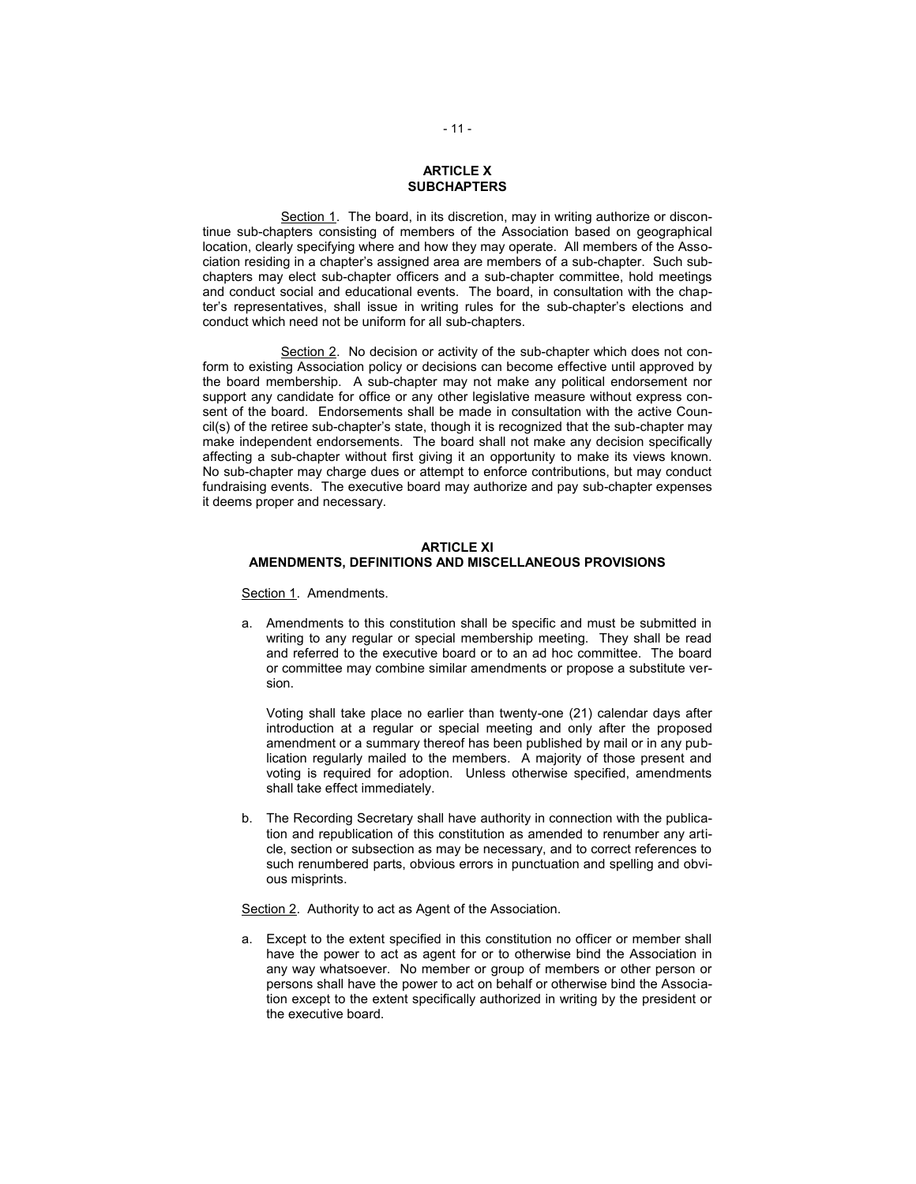## ARTICLE X
## SUBCHAPTERS

Section 1. The board, in its discretion, may in writing authorize or discontinue sub-chapters consisting of members of the Association based on geographical location, clearly specifying where and how they may operate. All members of the Association residing in a chapter's assigned area are members of a sub-chapter. Such sub-chapters may elect sub-chapter officers and a sub-chapter committee, hold meetings and conduct social and educational events. The board, in consultation with the chapter's representatives, shall issue in writing rules for the sub-chapter's elections and conduct which need not be uniform for all sub-chapters.

Section 2. No decision or activity of the sub-chapter which does not conform to existing Association policy or decisions can become effective until approved by the board membership. A sub-chapter may not make any political endorsement nor support any candidate for office or any other legislative measure without express consent of the board. Endorsements shall be made in consultation with the active Council(s) of the retiree sub-chapter's state, though it is recognized that the sub-chapter may make independent endorsements. The board shall not make any decision specifically affecting a sub-chapter without first giving it an opportunity to make its views known. No sub-chapter may charge dues or attempt to enforce contributions, but may conduct fundraising events. The executive board may authorize and pay sub-chapter expenses it deems proper and necessary.

## ARTICLE XI
## AMENDMENTS, DEFINITIONS AND MISCELLANEOUS PROVISIONS

Section 1. Amendments.

a. Amendments to this constitution shall be specific and must be submitted in writing to any regular or special membership meeting. They shall be read and referred to the executive board or to an ad hoc committee. The board or committee may combine similar amendments or propose a substitute version.

   Voting shall take place no earlier than twenty-one (21) calendar days after introduction at a regular or special meeting and only after the proposed amendment or a summary thereof has been published by mail or in any publication regularly mailed to the members. A majority of those present and voting is required for adoption. Unless otherwise specified, amendments shall take effect immediately.

b. The Recording Secretary shall have authority in connection with the publication and republication of this constitution as amended to renumber any article, section or subsection as may be necessary, and to correct references to such renumbered parts, obvious errors in punctuation and spelling and obvious misprints.

Section 2. Authority to act as Agent of the Association.

a. Except to the extent specified in this constitution no officer or member shall have the power to act as agent for or to otherwise bind the Association in any way whatsoever. No member or group of members or other person or persons shall have the power to act on behalf or otherwise bind the Association except to the extent specifically authorized in writing by the president or the executive board.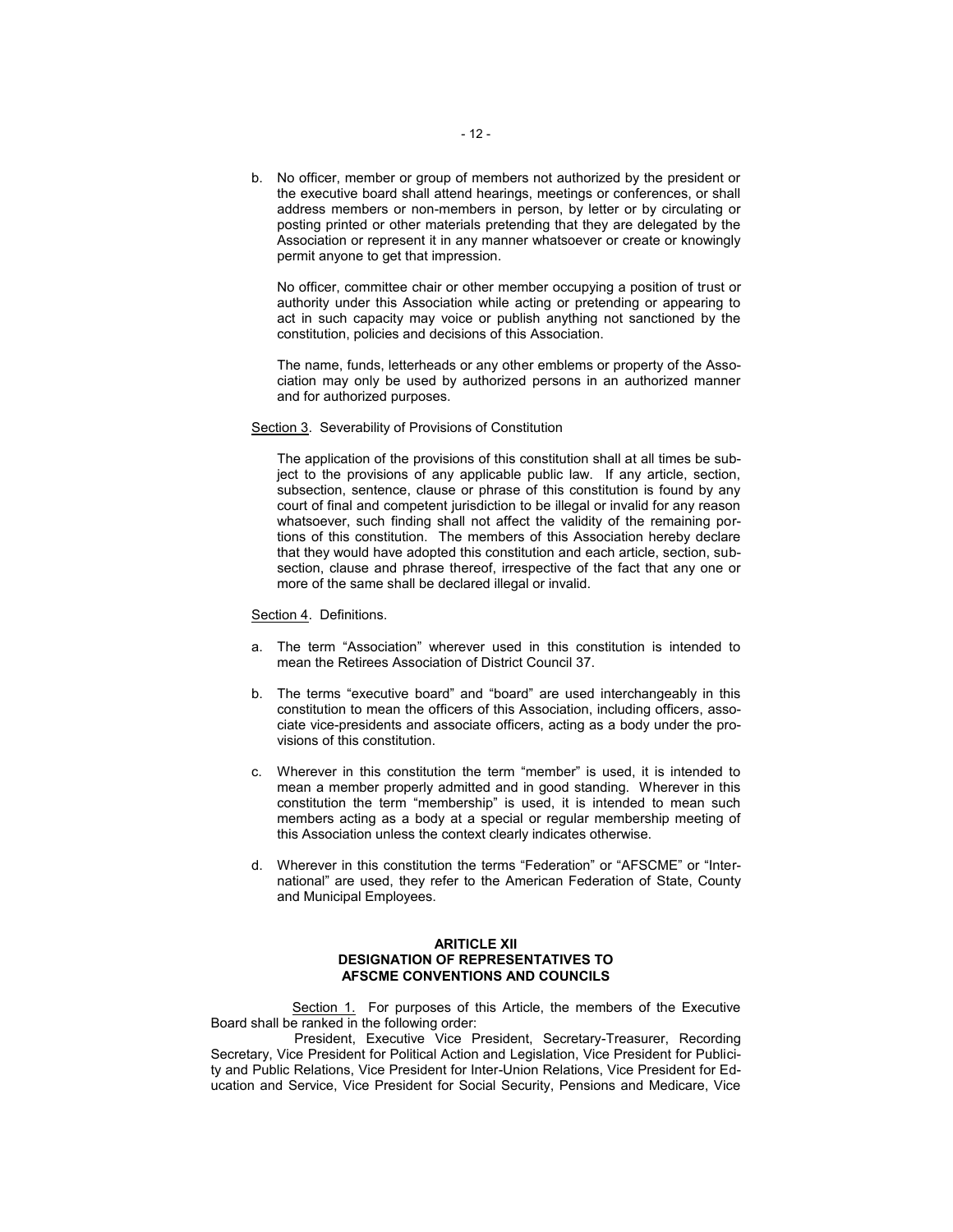b. No officer, member or group of members not authorized by the president or the executive board shall attend hearings, meetings or conferences, or shall address members or non-members in person, by letter or by circulating or posting printed or other materials pretending that they are delegated by the Association or represent it in any manner whatsoever or create or knowingly permit anyone to get that impression.

   No officer, committee chair or other member occupying a position of trust or authority under this Association while acting or pretending or appearing to act in such capacity may voice or publish anything not sanctioned by the constitution, policies and decisions of this Association.

   The name, funds, letterheads or any other emblems or property of the Association may only be used by authorized persons in an authorized manner and for authorized purposes.

Section 3. Severability of Provisions of Constitution

The application of the provisions of this constitution shall at all times be subject to the provisions of any applicable public law. If any article, section, subsection, sentence, clause or phrase of this constitution is found by any court of final and competent jurisdiction to be illegal or invalid for any reason whatsoever, such finding shall not affect the validity of the remaining portions of this constitution. The members of this Association hereby declare that they would have adopted this constitution and each article, section, subsection, clause and phrase thereof, irrespective of the fact that any one or more of the same shall be declared illegal or invalid.

Section 4. Definitions.

a. The term "Association" wherever used in this constitution is intended to mean the Retirees Association of District Council 37.

b. The terms "executive board" and "board" are used interchangeably in this constitution to mean the officers of this Association, including officers, associate vice-presidents and associate officers, acting as a body under the provisions of this constitution.

c. Wherever in this constitution the term "member" is used, it is intended to mean a member properly admitted and in good standing. Wherever in this constitution the term "membership" is used, it is intended to mean such members acting as a body at a special or regular membership meeting of this Association unless the context clearly indicates otherwise.

d. Wherever in this constitution the terms "Federation" or "AFSCME" or "International" are used, they refer to the American Federation of State, County and Municipal Employees.

## ARITICLE XII
## DESIGNATION OF REPRESENTATIVES TO AFSCME CONVENTIONS AND COUNCILS

Section 1. For purposes of this Article, the members of the Executive Board shall be ranked in the following order:

President, Executive Vice President, Secretary-Treasurer, Recording Secretary, Vice President for Political Action and Legislation, Vice President for Publicity and Public Relations, Vice President for Inter-Union Relations, Vice President for Education and Service, Vice President for Social Security, Pensions and Medicare, Vice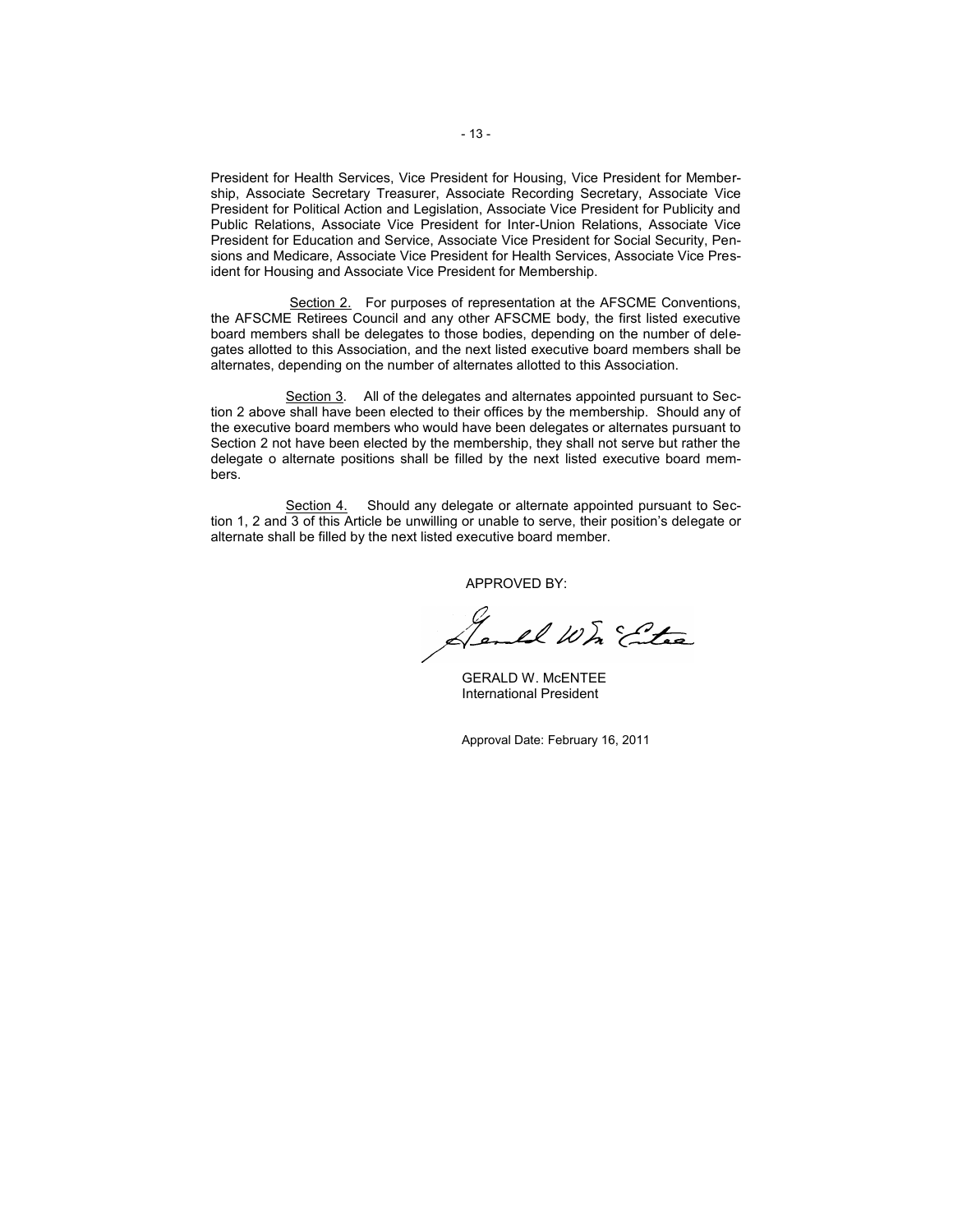President for Health Services, Vice President for Housing, Vice President for Membership, Associate Secretary Treasurer, Associate Recording Secretary, Associate Vice President for Political Action and Legislation, Associate Vice President for Publicity and Public Relations, Associate Vice President for Inter-Union Relations, Associate Vice President for Education and Service, Associate Vice President for Social Security, Pensions and Medicare, Associate Vice President for Health Services, Associate Vice President for Housing and Associate Vice President for Membership.

Section 2. For purposes of representation at the AFSCME Conventions, the AFSCME Retirees Council and any other AFSCME body, the first listed executive board members shall be delegates to those bodies, depending on the number of delegates allotted to this Association, and the next listed executive board members shall be alternates, depending on the number of alternates allotted to this Association.

Section 3. All of the delegates and alternates appointed pursuant to Section 2 above shall have been elected to their offices by the membership. Should any of the executive board members who would have been delegates or alternates pursuant to Section 2 not have been elected by the membership, they shall not serve but rather the delegate o alternate positions shall be filled by the next listed executive board members.

Section 4. Should any delegate or alternate appointed pursuant to Section 1, 2 and 3 of this Article be unwilling or unable to serve, their position's delegate or alternate shall be filled by the next listed executive board member.

APPROVED BY:

GERALD W. McENTEE
International President

Approval Date: February 16, 2011